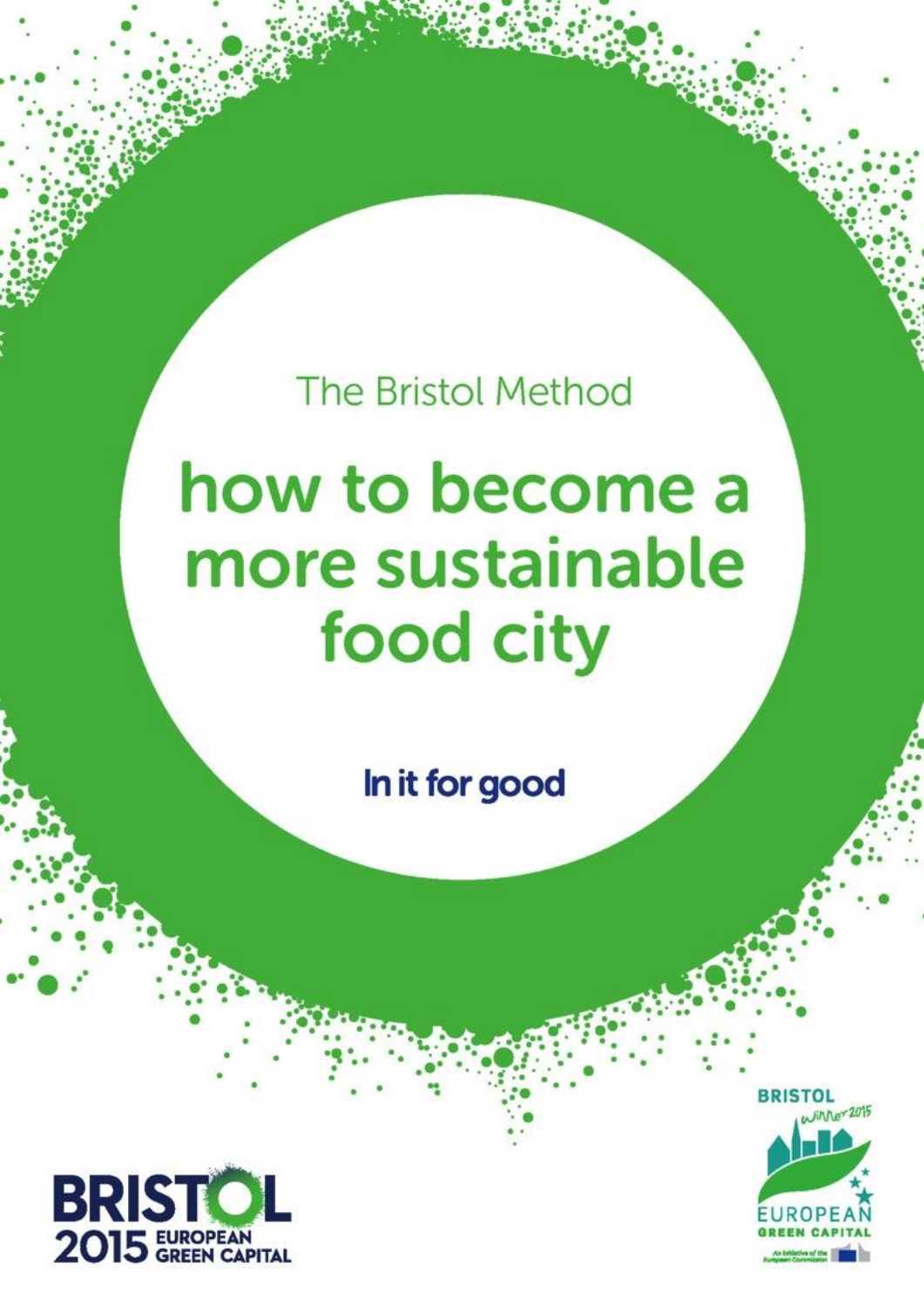The Bristol Method

# how to become a more sustainable food city

**In it for good**

BRISTOL 2015 EUROPEAN GREEN CAPITAL

BRISTOL Winner 2015 EUROPEAN GREEN CAPITAL

An initiative of the European Commission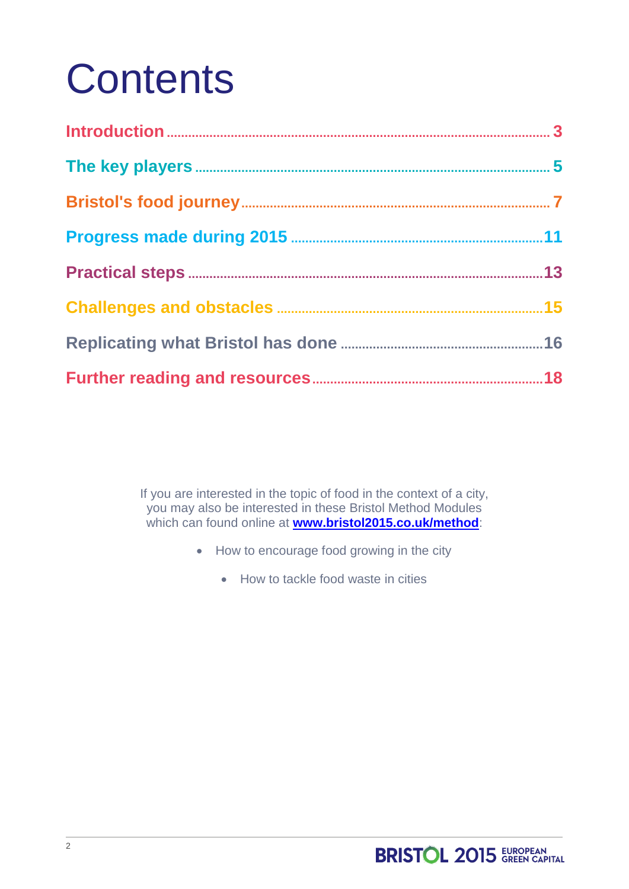# Contents

| | |
|---|---|
| **Introduction** | **3** |
| **The key players** | **5** |
| **Bristol's food journey** | **7** |
| **Progress made during 2015** | **11** |
| **Practical steps** | **13** |
| **Challenges and obstacles** | **15** |
| **Replicating what Bristol has done** | **16** |
| **Further reading and resources** | **18** |

If you are interested in the topic of food in the context of a city, you may also be interested in these Bristol Method Modules which can found online at **www.bristol2015.co.uk/method**:

- How to encourage food growing in the city
- How to tackle food waste in cities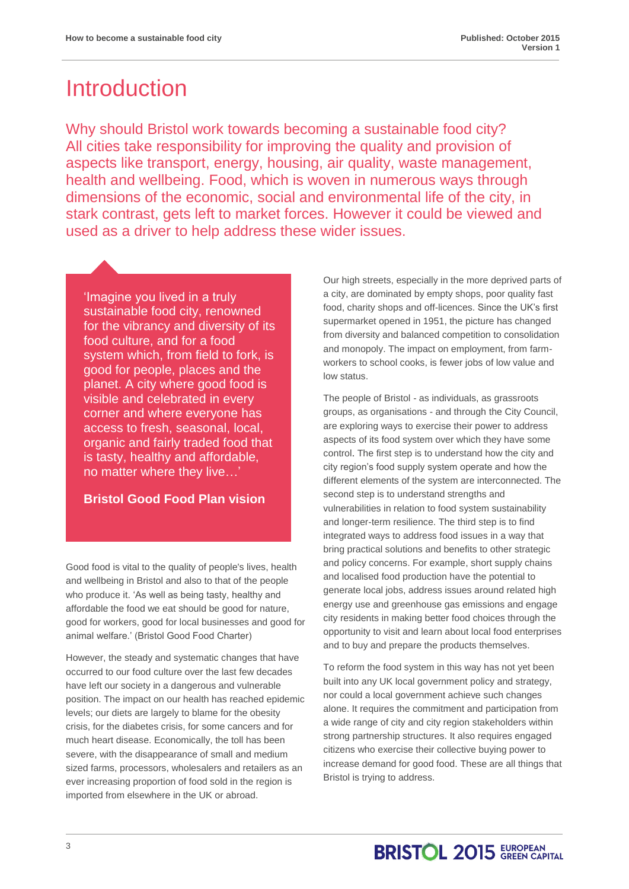# Introduction

Why should Bristol work towards becoming a sustainable food city? All cities take responsibility for improving the quality and provision of aspects like transport, energy, housing, air quality, waste management, health and wellbeing. Food, which is woven in numerous ways through dimensions of the economic, social and environmental life of the city, in stark contrast, gets left to market forces. However it could be viewed and used as a driver to help address these wider issues.

> 'Imagine you lived in a truly sustainable food city, renowned for the vibrancy and diversity of its food culture, and for a food system which, from field to fork, is good for people, places and the planet. A city where good food is visible and celebrated in every corner and where everyone has access to fresh, seasonal, local, organic and fairly traded food that is tasty, healthy and affordable, no matter where they live…'
>
> **Bristol Good Food Plan vision**

Good food is vital to the quality of people's lives, health and wellbeing in Bristol and also to that of the people who produce it. 'As well as being tasty, healthy and affordable the food we eat should be good for nature, good for workers, good for local businesses and good for animal welfare.' (Bristol Good Food Charter)

However, the steady and systematic changes that have occurred to our food culture over the last few decades have left our society in a dangerous and vulnerable position. The impact on our health has reached epidemic levels; our diets are largely to blame for the obesity crisis, for the diabetes crisis, for some cancers and for much heart disease. Economically, the toll has been severe, with the disappearance of small and medium sized farms, processors, wholesalers and retailers as an ever increasing proportion of food sold in the region is imported from elsewhere in the UK or abroad.

Our high streets, especially in the more deprived parts of a city, are dominated by empty shops, poor quality fast food, charity shops and off-licences. Since the UK's first supermarket opened in 1951, the picture has changed from diversity and balanced competition to consolidation and monopoly. The impact on employment, from farm-workers to school cooks, is fewer jobs of low value and low status.

The people of Bristol - as individuals, as grassroots groups, as organisations - and through the City Council, are exploring ways to exercise their power to address aspects of its food system over which they have some control. The first step is to understand how the city and city region's food supply system operate and how the different elements of the system are interconnected. The second step is to understand strengths and vulnerabilities in relation to food system sustainability and longer-term resilience. The third step is to find integrated ways to address food issues in a way that bring practical solutions and benefits to other strategic and policy concerns. For example, short supply chains and localised food production have the potential to generate local jobs, address issues around related high energy use and greenhouse gas emissions and engage city residents in making better food choices through the opportunity to visit and learn about local food enterprises and to buy and prepare the products themselves.

To reform the food system in this way has not yet been built into any UK local government policy and strategy, nor could a local government achieve such changes alone. It requires the commitment and participation from a wide range of city and city region stakeholders within strong partnership structures. It also requires engaged citizens who exercise their collective buying power to increase demand for good food. These are all things that Bristol is trying to address.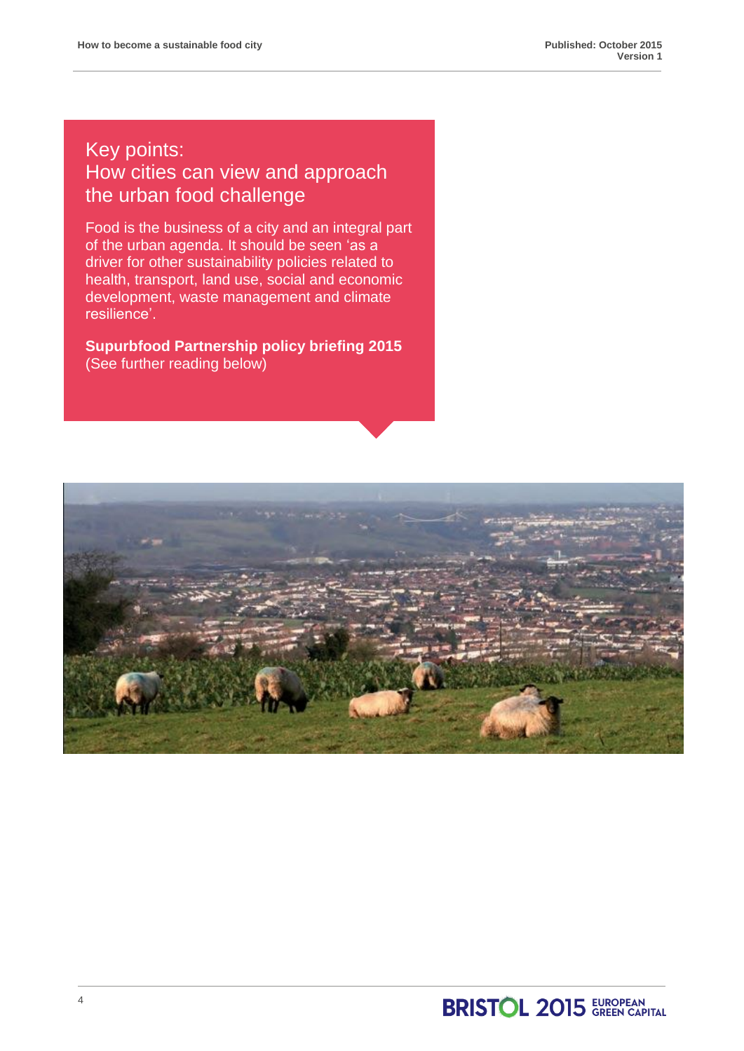## Key points: How cities can view and approach the urban food challenge

Food is the business of a city and an integral part of the urban agenda. It should be seen 'as a driver for other sustainability policies related to health, transport, land use, social and economic development, waste management and climate resilience'.

**Supurbfood Partnership policy briefing 2015**
(See further reading below)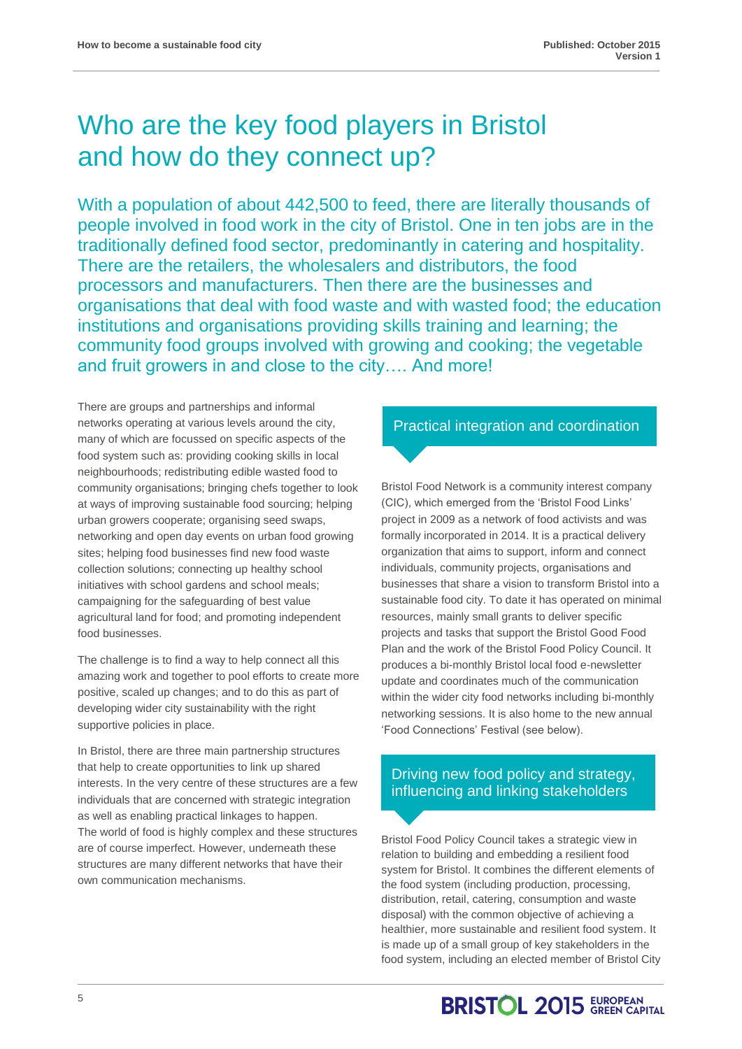# Who are the key food players in Bristol and how do they connect up?

With a population of about 442,500 to feed, there are literally thousands of people involved in food work in the city of Bristol. One in ten jobs are in the traditionally defined food sector, predominantly in catering and hospitality. There are the retailers, the wholesalers and distributors, the food processors and manufacturers. Then there are the businesses and organisations that deal with food waste and with wasted food; the education institutions and organisations providing skills training and learning; the community food groups involved with growing and cooking; the vegetable and fruit growers in and close to the city…. And more!

There are groups and partnerships and informal networks operating at various levels around the city, many of which are focussed on specific aspects of the food system such as: providing cooking skills in local neighbourhoods; redistributing edible wasted food to community organisations; bringing chefs together to look at ways of improving sustainable food sourcing; helping urban growers cooperate; organising seed swaps, networking and open day events on urban food growing sites; helping food businesses find new food waste collection solutions; connecting up healthy school initiatives with school gardens and school meals; campaigning for the safeguarding of best value agricultural land for food; and promoting independent food businesses.

The challenge is to find a way to help connect all this amazing work and together to pool efforts to create more positive, scaled up changes; and to do this as part of developing wider city sustainability with the right supportive policies in place.

In Bristol, there are three main partnership structures that help to create opportunities to link up shared interests. In the very centre of these structures are a few individuals that are concerned with strategic integration as well as enabling practical linkages to happen. The world of food is highly complex and these structures are of course imperfect. However, underneath these structures are many different networks that have their own communication mechanisms.

## Practical integration and coordination

Bristol Food Network is a community interest company (CIC), which emerged from the 'Bristol Food Links' project in 2009 as a network of food activists and was formally incorporated in 2014. It is a practical delivery organization that aims to support, inform and connect individuals, community projects, organisations and businesses that share a vision to transform Bristol into a sustainable food city. To date it has operated on minimal resources, mainly small grants to deliver specific projects and tasks that support the Bristol Good Food Plan and the work of the Bristol Food Policy Council. It produces a bi-monthly Bristol local food e-newsletter update and coordinates much of the communication within the wider city food networks including bi-monthly networking sessions. It is also home to the new annual 'Food Connections' Festival (see below).

## Driving new food policy and strategy, influencing and linking stakeholders

Bristol Food Policy Council takes a strategic view in relation to building and embedding a resilient food system for Bristol. It combines the different elements of the food system (including production, processing, distribution, retail, catering, consumption and waste disposal) with the common objective of achieving a healthier, more sustainable and resilient food system. It is made up of a small group of key stakeholders in the food system, including an elected member of Bristol City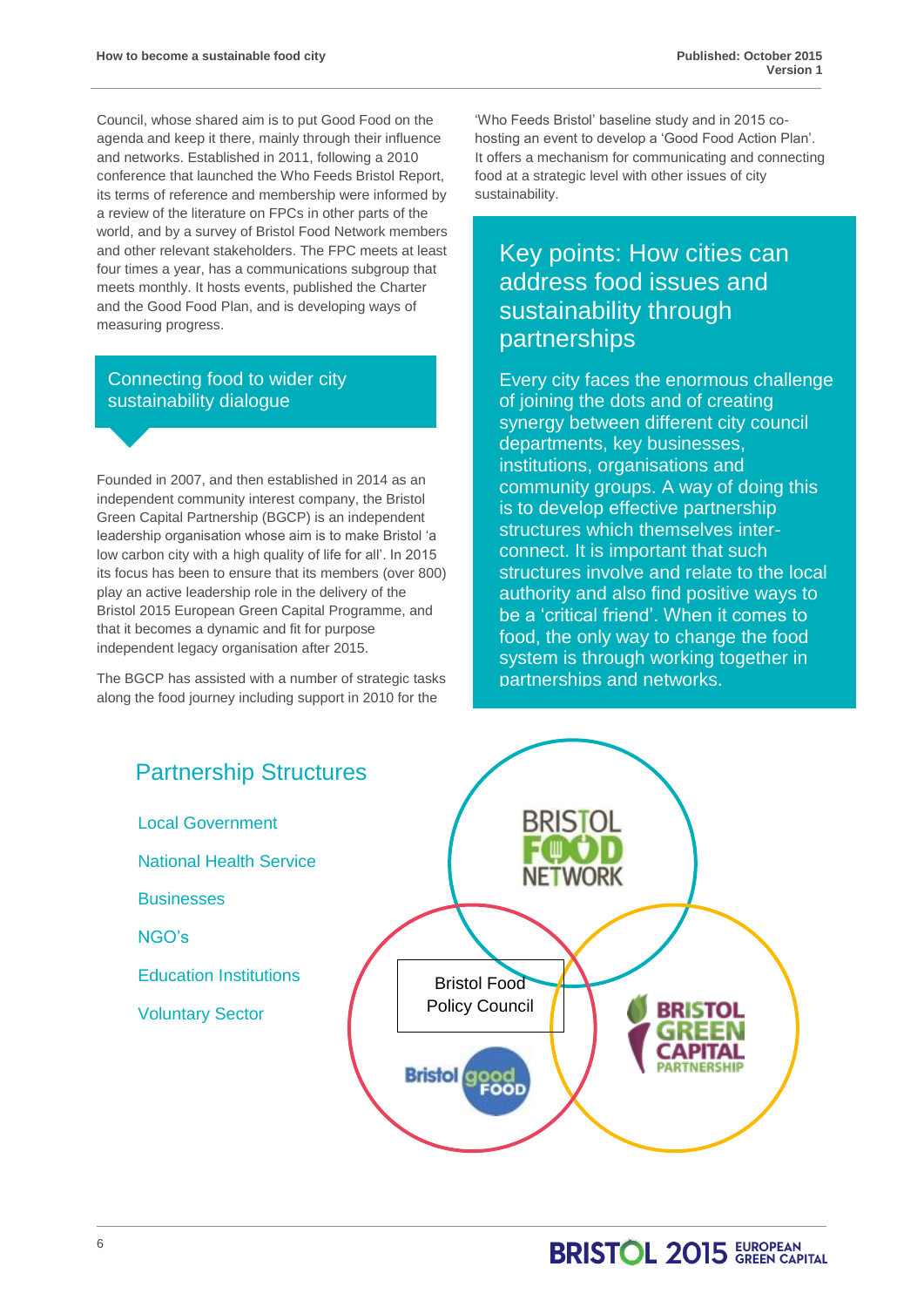Council, whose shared aim is to put Good Food on the agenda and keep it there, mainly through their influence and networks. Established in 2011, following a 2010 conference that launched the Who Feeds Bristol Report, its terms of reference and membership were informed by a review of the literature on FPCs in other parts of the world, and by a survey of Bristol Food Network members and other relevant stakeholders. The FPC meets at least four times a year, has a communications subgroup that meets monthly. It hosts events, published the Charter and the Good Food Plan, and is developing ways of measuring progress.

## Connecting food to wider city sustainability dialogue

Founded in 2007, and then established in 2014 as an independent community interest company, the Bristol Green Capital Partnership (BGCP) is an independent leadership organisation whose aim is to make Bristol 'a low carbon city with a high quality of life for all'. In 2015 its focus has been to ensure that its members (over 800) play an active leadership role in the delivery of the Bristol 2015 European Green Capital Programme, and that it becomes a dynamic and fit for purpose independent legacy organisation after 2015.

The BGCP has assisted with a number of strategic tasks along the food journey including support in 2010 for the 'Who Feeds Bristol' baseline study and in 2015 co-hosting an event to develop a 'Good Food Action Plan'. It offers a mechanism for communicating and connecting food at a strategic level with other issues of city sustainability.

## Key points: How cities can address food issues and sustainability through partnerships

Every city faces the enormous challenge of joining the dots and of creating synergy between different city council departments, key businesses, institutions, organisations and community groups. A way of doing this is to develop effective partnership structures which themselves inter-connect. It is important that such structures involve and relate to the local authority and also find positive ways to be a 'critical friend'. When it comes to food, the only way to change the food system is through working together in partnerships and networks.

## Partnership Structures

- Local Government
- National Health Service
- Businesses
- NGO's
- Education Institutions
- Voluntary Sector

Bristol Food Network

Bristol Food Policy Council

Bristol Good Food

Bristol Green Capital Partnership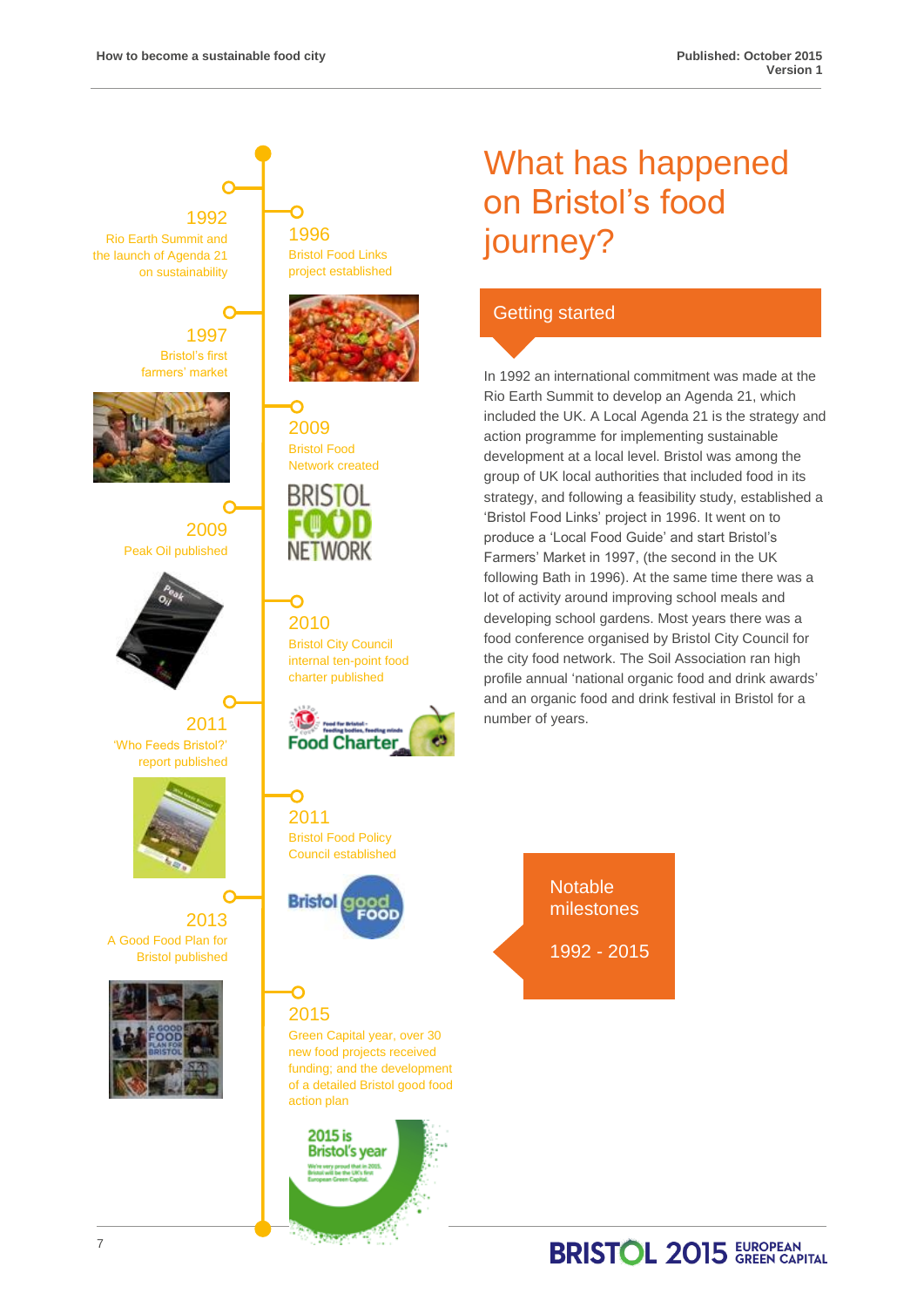# What has happened on Bristol's food journey?

## Getting started

In 1992 an international commitment was made at the Rio Earth Summit to develop an Agenda 21, which included the UK. A Local Agenda 21 is the strategy and action programme for implementing sustainable development at a local level. Bristol was among the group of UK local authorities that included food in its strategy, and following a feasibility study, established a 'Bristol Food Links' project in 1996. It went on to produce a 'Local Food Guide' and start Bristol's Farmers' Market in 1997, (the second in the UK following Bath in 1996). At the same time there was a lot of activity around improving school meals and developing school gardens. Most years there was a food conference organised by Bristol City Council for the city food network. The Soil Association ran high profile annual 'national organic food and drink awards' and an organic food and drink festival in Bristol for a number of years.

**Notable milestones**

**1992 - 2015**

- **1992** – Rio Earth Summit and the launch of Agenda 21 on sustainability
- **1996** – Bristol Food Links project established
- **1997** – Bristol's first farmers' market
- **2009** – Bristol Food Network created
- **2009** – Peak Oil published
- **2010** – Bristol City Council internal ten-point food charter published
- **2011** – 'Who Feeds Bristol?' report published
- **2011** – Bristol Food Policy Council established
- **2013** – A Good Food Plan for Bristol published
- **2015** – Green Capital year, over 30 new food projects received funding; and the development of a detailed Bristol good food action plan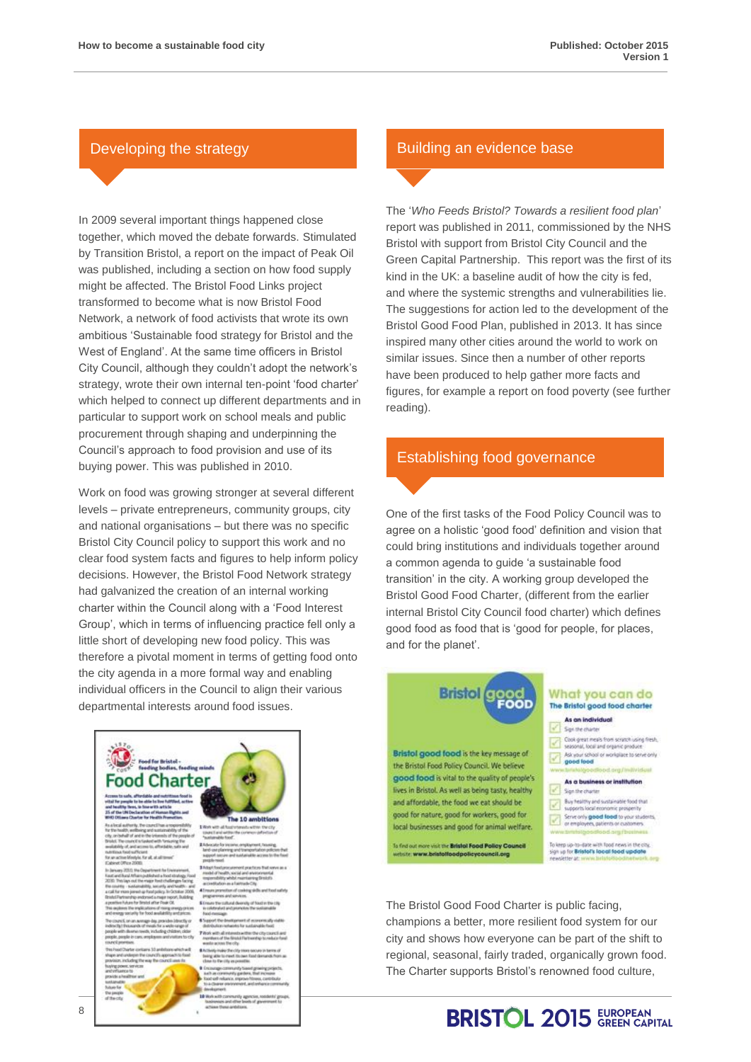## Developing the strategy

In 2009 several important things happened close together, which moved the debate forwards. Stimulated by Transition Bristol, a report on the impact of Peak Oil was published, including a section on how food supply might be affected. The Bristol Food Links project transformed to become what is now Bristol Food Network, a network of food activists that wrote its own ambitious 'Sustainable food strategy for Bristol and the West of England'. At the same time officers in Bristol City Council, although they couldn't adopt the network's strategy, wrote their own internal ten-point 'food charter' which helped to connect up different departments and in particular to support work on school meals and public procurement through shaping and underpinning the Council's approach to food provision and use of its buying power. This was published in 2010.

Work on food was growing stronger at several different levels – private entrepreneurs, community groups, city and national organisations – but there was no specific Bristol City Council policy to support this work and no clear food system facts and figures to help inform policy decisions. However, the Bristol Food Network strategy had galvanized the creation of an internal working charter within the Council along with a 'Food Interest Group', which in terms of influencing practice fell only a little short of developing new food policy. This was therefore a pivotal moment in terms of getting food onto the city agenda in a more formal way and enabling individual officers in the Council to align their various departmental interests around food issues.

## Building an evidence base

The '*Who Feeds Bristol? Towards a resilient food plan*' report was published in 2011, commissioned by the NHS Bristol with support from Bristol City Council and the Green Capital Partnership. This report was the first of its kind in the UK: a baseline audit of how the city is fed, and where the systemic strengths and vulnerabilities lie. The suggestions for action led to the development of the Bristol Good Food Plan, published in 2013. It has since inspired many other cities around the world to work on similar issues. Since then a number of other reports have been produced to help gather more facts and figures, for example a report on food poverty (see further reading).

## Establishing food governance

One of the first tasks of the Food Policy Council was to agree on a holistic 'good food' definition and vision that could bring institutions and individuals together around a common agenda to guide 'a sustainable food transition' in the city. A working group developed the Bristol Good Food Charter, (different from the earlier internal Bristol City Council food charter) which defines good food as food that is 'good for people, for places, and for the planet'.

The Bristol Good Food Charter is public facing, champions a better, more resilient food system for our city and shows how everyone can be part of the shift to regional, seasonal, fairly traded, organically grown food. The Charter supports Bristol's renowned food culture,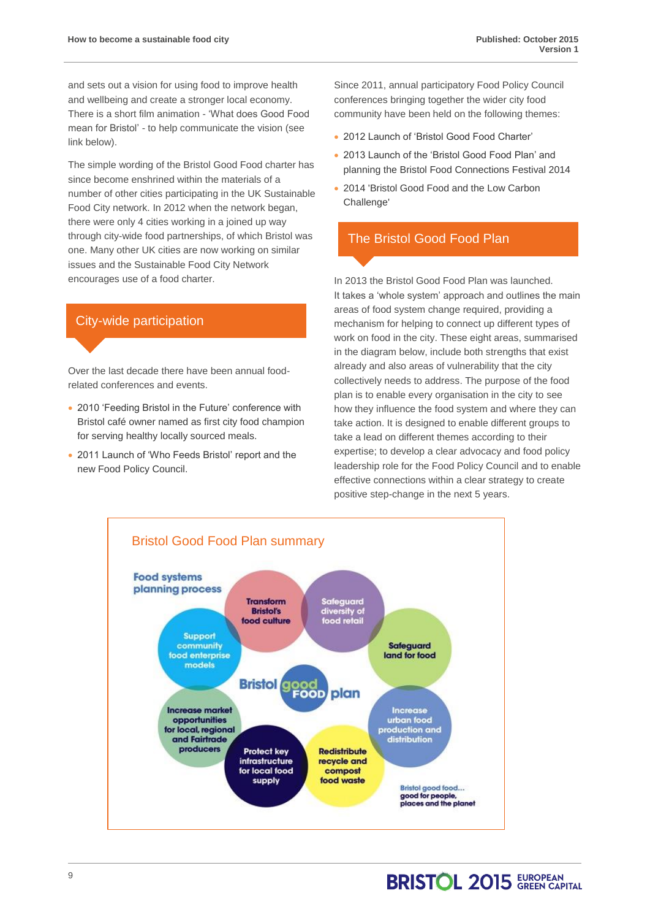and sets out a vision for using food to improve health and wellbeing and create a stronger local economy. There is a short film animation - 'What does Good Food mean for Bristol' - to help communicate the vision (see link below).

The simple wording of the Bristol Good Food charter has since become enshrined within the materials of a number of other cities participating in the UK Sustainable Food City network. In 2012 when the network began, there were only 4 cities working in a joined up way through city-wide food partnerships, of which Bristol was one. Many other UK cities are now working on similar issues and the Sustainable Food City Network encourages use of a food charter.

## City-wide participation

Over the last decade there have been annual food-related conferences and events.

- 2010 'Feeding Bristol in the Future' conference with Bristol café owner named as first city food champion for serving healthy locally sourced meals.
- 2011 Launch of 'Who Feeds Bristol' report and the new Food Policy Council.

Since 2011, annual participatory Food Policy Council conferences bringing together the wider city food community have been held on the following themes:

- 2012 Launch of 'Bristol Good Food Charter'
- 2013 Launch of the 'Bristol Good Food Plan' and planning the Bristol Food Connections Festival 2014
- 2014 'Bristol Good Food and the Low Carbon Challenge'

## The Bristol Good Food Plan

In 2013 the Bristol Good Food Plan was launched. It takes a 'whole system' approach and outlines the main areas of food system change required, providing a mechanism for helping to connect up different types of work on food in the city. These eight areas, summarised in the diagram below, include both strengths that exist already and also areas of vulnerability that the city collectively needs to address. The purpose of the food plan is to enable every organisation in the city to see how they influence the food system and where they can take action. It is designed to enable different groups to take a lead on different themes according to their expertise; to develop a clear advocacy and food policy leadership role for the Food Policy Council and to enable effective connections within a clear strategy to create positive step-change in the next 5 years.

### Bristol Good Food Plan summary

**Food systems planning process**

Bristol good FOOD plan

- Transform Bristol's food culture
- Safeguard diversity of food retail
- Safeguard land for food
- Increase urban food production and distribution
- Redistribute recycle and compost food waste
- Protect key infrastructure for local food supply
- Increase market opportunities for local, regional and Fairtrade producers
- Support community food enterprise models

Bristol good food... good for people, places and the planet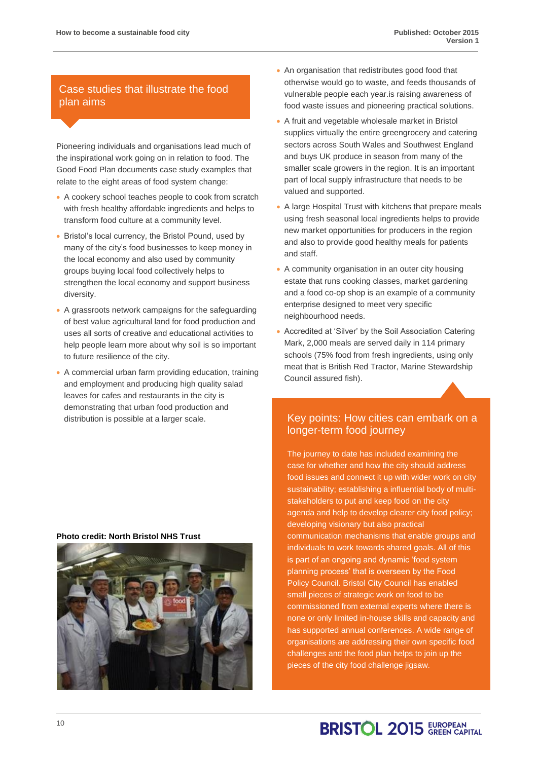## Case studies that illustrate the food plan aims

Pioneering individuals and organisations lead much of the inspirational work going on in relation to food. The Good Food Plan documents case study examples that relate to the eight areas of food system change:

- A cookery school teaches people to cook from scratch with fresh healthy affordable ingredients and helps to transform food culture at a community level.
- Bristol's local currency, the Bristol Pound, used by many of the city's food businesses to keep money in the local economy and also used by community groups buying local food collectively helps to strengthen the local economy and support business diversity.
- A grassroots network campaigns for the safeguarding of best value agricultural land for food production and uses all sorts of creative and educational activities to help people learn more about why soil is so important to future resilience of the city.
- A commercial urban farm providing education, training and employment and producing high quality salad leaves for cafes and restaurants in the city is demonstrating that urban food production and distribution is possible at a larger scale.
- An organisation that redistributes good food that otherwise would go to waste, and feeds thousands of vulnerable people each year.is raising awareness of food waste issues and pioneering practical solutions.
- A fruit and vegetable wholesale market in Bristol supplies virtually the entire greengrocery and catering sectors across South Wales and Southwest England and buys UK produce in season from many of the smaller scale growers in the region. It is an important part of local supply infrastructure that needs to be valued and supported.
- A large Hospital Trust with kitchens that prepare meals using fresh seasonal local ingredients helps to provide new market opportunities for producers in the region and also to provide good healthy meals for patients and staff.
- A community organisation in an outer city housing estate that runs cooking classes, market gardening and a food co-op shop is an example of a community enterprise designed to meet very specific neighbourhood needs.
- Accredited at 'Silver' by the Soil Association Catering Mark, 2,000 meals are served daily in 114 primary schools (75% food from fresh ingredients, using only meat that is British Red Tractor, Marine Stewardship Council assured fish).

**Photo credit: North Bristol NHS Trust**

## Key points: How cities can embark on a longer-term food journey

The journey to date has included examining the case for whether and how the city should address food issues and connect it up with wider work on city sustainability; establishing a influential body of multi-stakeholders to put and keep food on the city agenda and help to develop clearer city food policy; developing visionary but also practical communication mechanisms that enable groups and individuals to work towards shared goals. All of this is part of an ongoing and dynamic 'food system planning process' that is overseen by the Food Policy Council. Bristol City Council has enabled small pieces of strategic work on food to be commissioned from external experts where there is none or only limited in-house skills and capacity and has supported annual conferences. A wide range of organisations are addressing their own specific food challenges and the food plan helps to join up the pieces of the city food challenge jigsaw.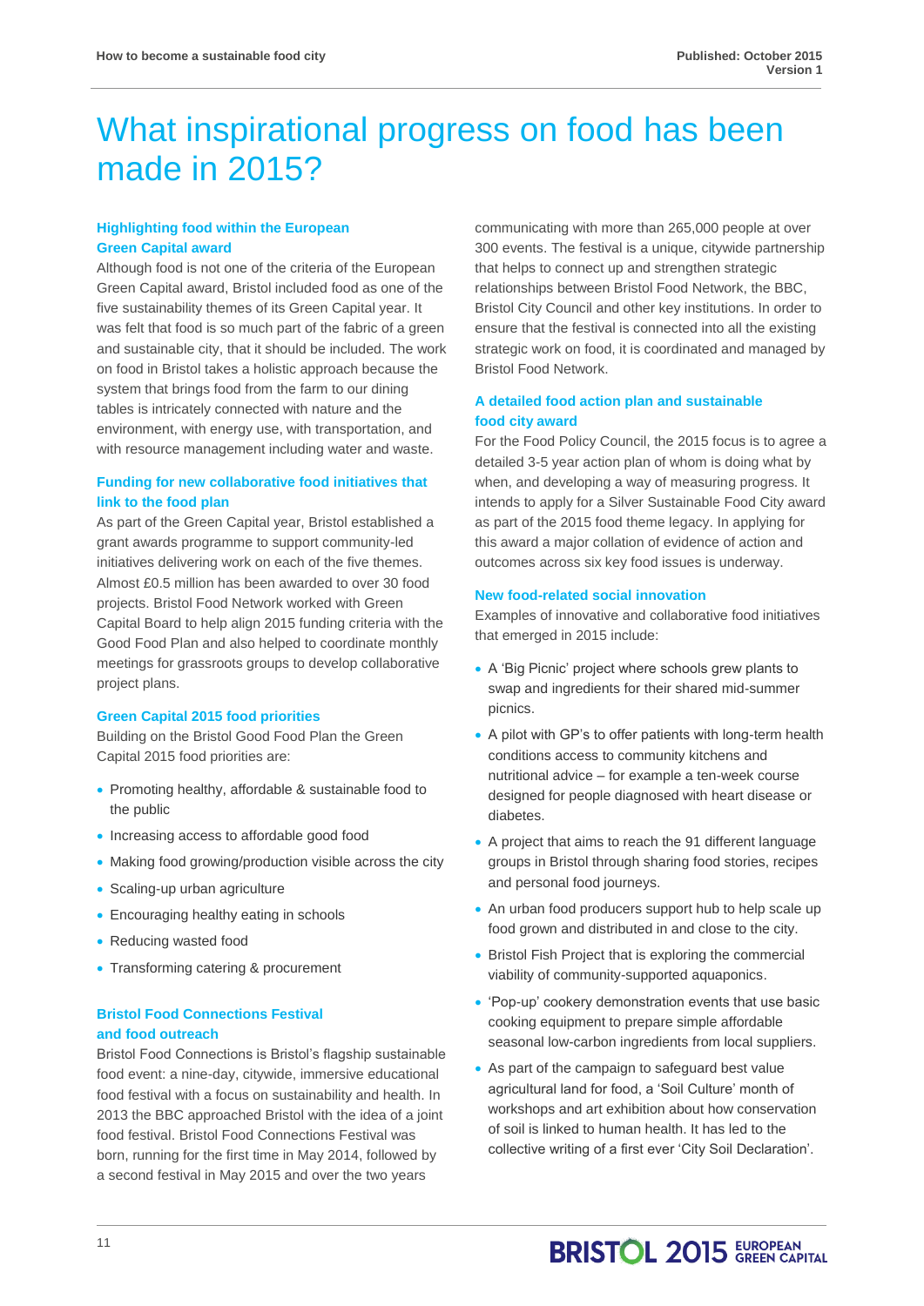# What inspirational progress on food has been made in 2015?

### Highlighting food within the European Green Capital award

Although food is not one of the criteria of the European Green Capital award, Bristol included food as one of the five sustainability themes of its Green Capital year. It was felt that food is so much part of the fabric of a green and sustainable city, that it should be included. The work on food in Bristol takes a holistic approach because the system that brings food from the farm to our dining tables is intricately connected with nature and the environment, with energy use, with transportation, and with resource management including water and waste.

### Funding for new collaborative food initiatives that link to the food plan

As part of the Green Capital year, Bristol established a grant awards programme to support community-led initiatives delivering work on each of the five themes. Almost £0.5 million has been awarded to over 30 food projects. Bristol Food Network worked with Green Capital Board to help align 2015 funding criteria with the Good Food Plan and also helped to coordinate monthly meetings for grassroots groups to develop collaborative project plans.

### Green Capital 2015 food priorities

Building on the Bristol Good Food Plan the Green Capital 2015 food priorities are:

- Promoting healthy, affordable & sustainable food to the public
- Increasing access to affordable good food
- Making food growing/production visible across the city
- Scaling-up urban agriculture
- Encouraging healthy eating in schools
- Reducing wasted food
- Transforming catering & procurement

### Bristol Food Connections Festival and food outreach

Bristol Food Connections is Bristol's flagship sustainable food event: a nine-day, citywide, immersive educational food festival with a focus on sustainability and health. In 2013 the BBC approached Bristol with the idea of a joint food festival. Bristol Food Connections Festival was born, running for the first time in May 2014, followed by a second festival in May 2015 and over the two years communicating with more than 265,000 people at over 300 events. The festival is a unique, citywide partnership that helps to connect up and strengthen strategic relationships between Bristol Food Network, the BBC, Bristol City Council and other key institutions. In order to ensure that the festival is connected into all the existing strategic work on food, it is coordinated and managed by Bristol Food Network.

### A detailed food action plan and sustainable food city award

For the Food Policy Council, the 2015 focus is to agree a detailed 3-5 year action plan of whom is doing what by when, and developing a way of measuring progress. It intends to apply for a Silver Sustainable Food City award as part of the 2015 food theme legacy. In applying for this award a major collation of evidence of action and outcomes across six key food issues is underway.

### New food-related social innovation

Examples of innovative and collaborative food initiatives that emerged in 2015 include:

- A 'Big Picnic' project where schools grew plants to swap and ingredients for their shared mid-summer picnics.
- A pilot with GP's to offer patients with long-term health conditions access to community kitchens and nutritional advice – for example a ten-week course designed for people diagnosed with heart disease or diabetes.
- A project that aims to reach the 91 different language groups in Bristol through sharing food stories, recipes and personal food journeys.
- An urban food producers support hub to help scale up food grown and distributed in and close to the city.
- Bristol Fish Project that is exploring the commercial viability of community-supported aquaponics.
- 'Pop-up' cookery demonstration events that use basic cooking equipment to prepare simple affordable seasonal low-carbon ingredients from local suppliers.
- As part of the campaign to safeguard best value agricultural land for food, a 'Soil Culture' month of workshops and art exhibition about how conservation of soil is linked to human health. It has led to the collective writing of a first ever 'City Soil Declaration'.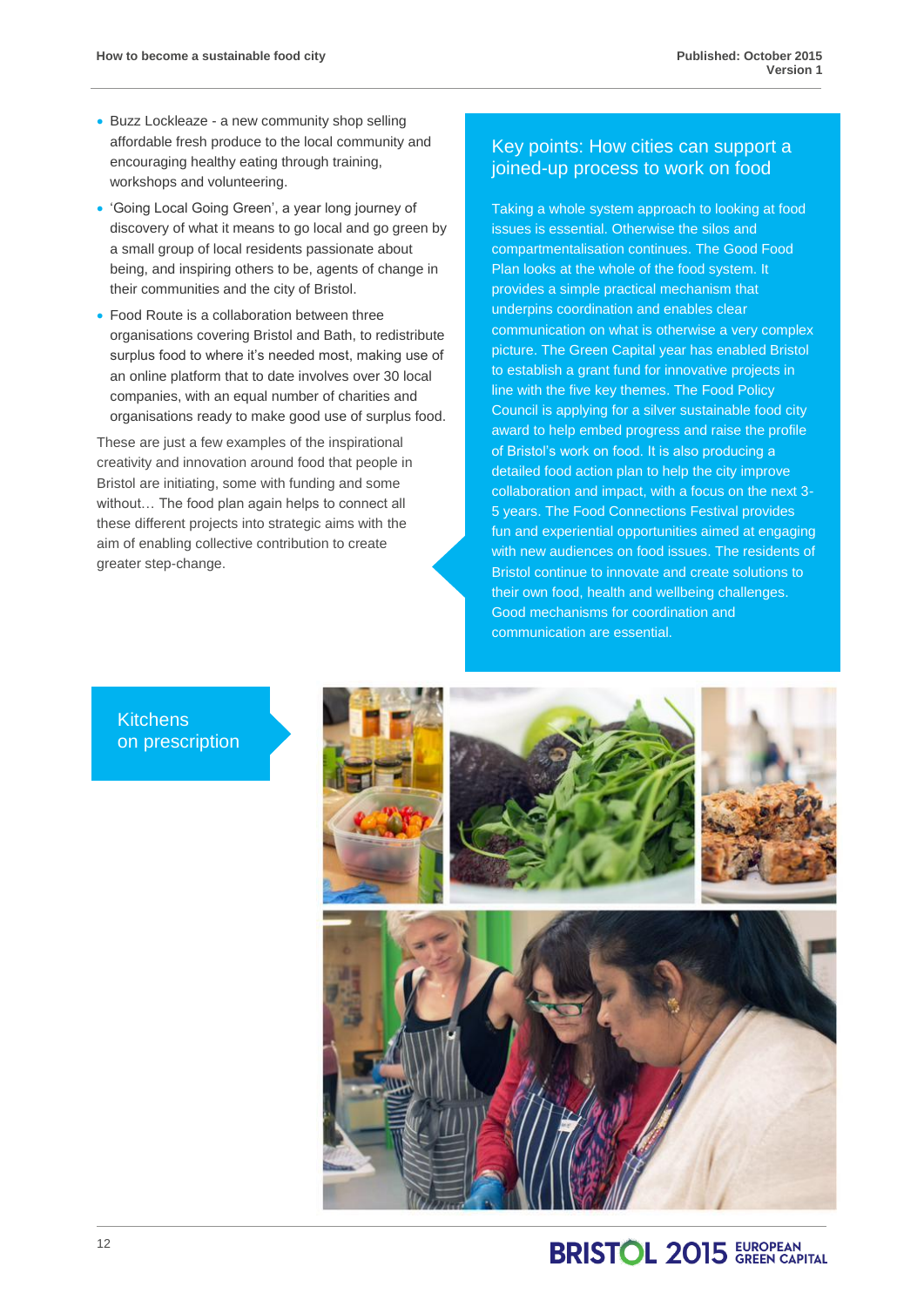- Buzz Lockleaze - a new community shop selling affordable fresh produce to the local community and encouraging healthy eating through training, workshops and volunteering.
- 'Going Local Going Green', a year long journey of discovery of what it means to go local and go green by a small group of local residents passionate about being, and inspiring others to be, agents of change in their communities and the city of Bristol.
- Food Route is a collaboration between three organisations covering Bristol and Bath, to redistribute surplus food to where it's needed most, making use of an online platform that to date involves over 30 local companies, with an equal number of charities and organisations ready to make good use of surplus food.

These are just a few examples of the inspirational creativity and innovation around food that people in Bristol are initiating, some with funding and some without… The food plan again helps to connect all these different projects into strategic aims with the aim of enabling collective contribution to create greater step-change.

## Key points: How cities can support a joined-up process to work on food

Taking a whole system approach to looking at food issues is essential. Otherwise the silos and compartmentalisation continues. The Good Food Plan looks at the whole of the food system. It provides a simple practical mechanism that underpins coordination and enables clear communication on what is otherwise a very complex picture. The Green Capital year has enabled Bristol to establish a grant fund for innovative projects in line with the five key themes. The Food Policy Council is applying for a silver sustainable food city award to help embed progress and raise the profile of Bristol's work on food. It is also producing a detailed food action plan to help the city improve collaboration and impact, with a focus on the next 3-5 years. The Food Connections Festival provides fun and experiential opportunities aimed at engaging with new audiences on food issues. The residents of Bristol continue to innovate and create solutions to their own food, health and wellbeing challenges. Good mechanisms for coordination and communication are essential.

## Kitchens on prescription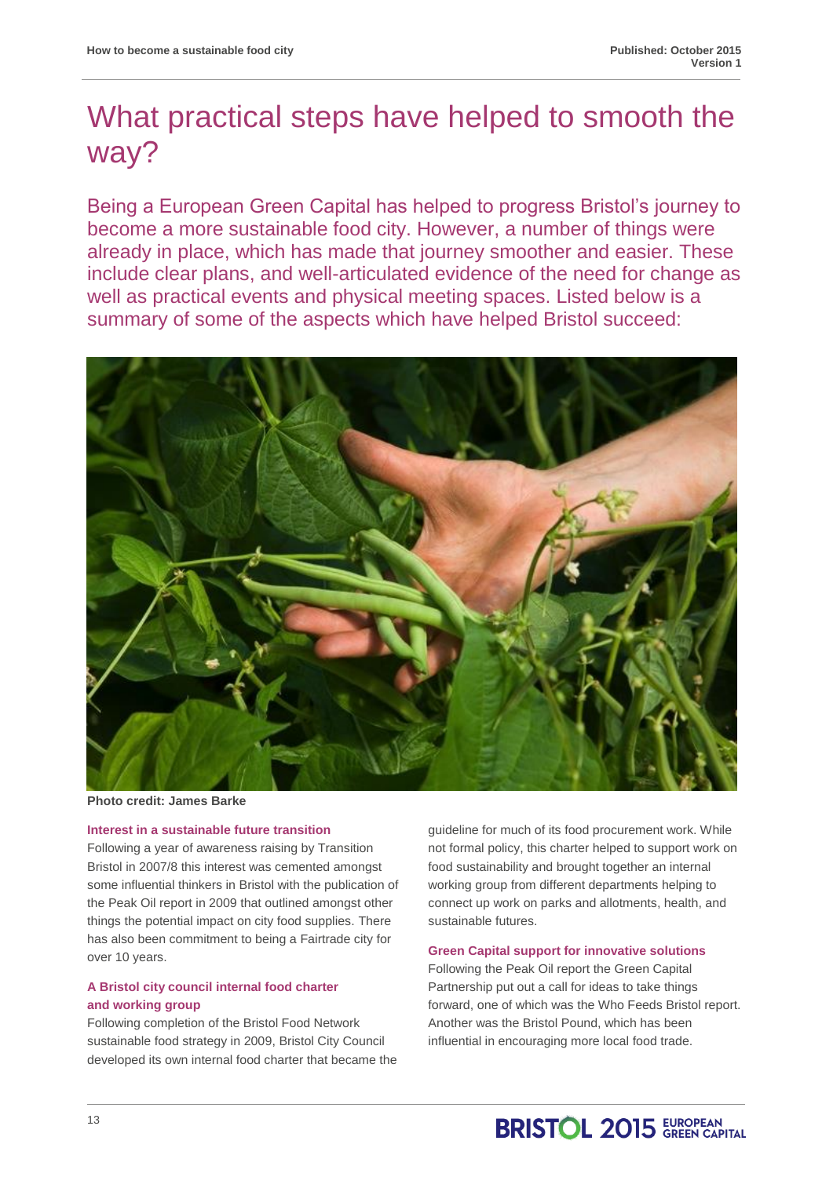# What practical steps have helped to smooth the way?

Being a European Green Capital has helped to progress Bristol's journey to become a more sustainable food city. However, a number of things were already in place, which has made that journey smoother and easier. These include clear plans, and well-articulated evidence of the need for change as well as practical events and physical meeting spaces. Listed below is a summary of some of the aspects which have helped Bristol succeed:

**Photo credit: James Barke**

### Interest in a sustainable future transition

Following a year of awareness raising by Transition Bristol in 2007/8 this interest was cemented amongst some influential thinkers in Bristol with the publication of the Peak Oil report in 2009 that outlined amongst other things the potential impact on city food supplies. There has also been commitment to being a Fairtrade city for over 10 years.

### A Bristol city council internal food charter and working group

Following completion of the Bristol Food Network sustainable food strategy in 2009, Bristol City Council developed its own internal food charter that became the guideline for much of its food procurement work. While not formal policy, this charter helped to support work on food sustainability and brought together an internal working group from different departments helping to connect up work on parks and allotments, health, and sustainable futures.

### Green Capital support for innovative solutions

Following the Peak Oil report the Green Capital Partnership put out a call for ideas to take things forward, one of which was the Who Feeds Bristol report. Another was the Bristol Pound, which has been influential in encouraging more local food trade.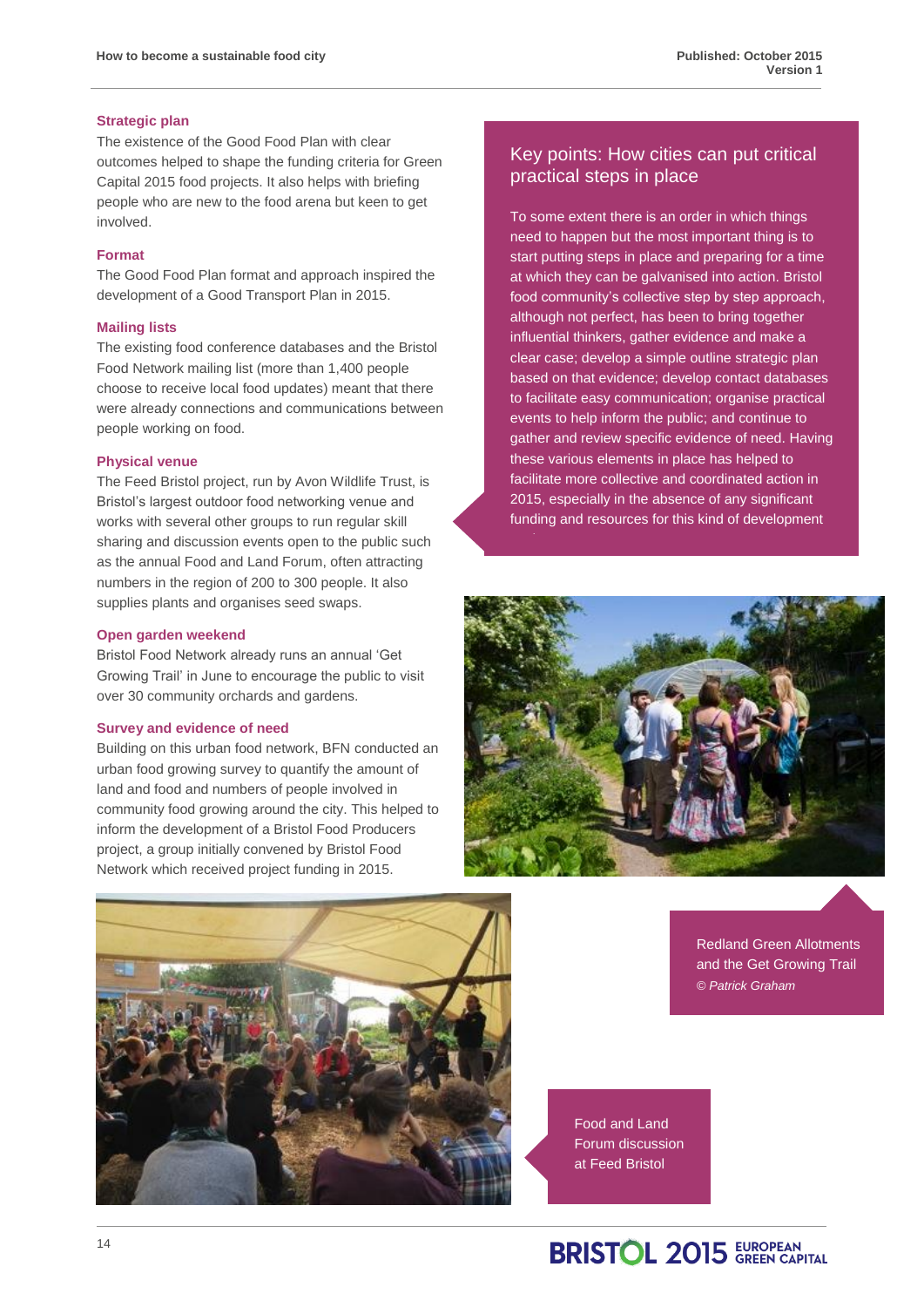### Strategic plan

The existence of the Good Food Plan with clear outcomes helped to shape the funding criteria for Green Capital 2015 food projects. It also helps with briefing people who are new to the food arena but keen to get involved.

### Format

The Good Food Plan format and approach inspired the development of a Good Transport Plan in 2015.

### Mailing lists

The existing food conference databases and the Bristol Food Network mailing list (more than 1,400 people choose to receive local food updates) meant that there were already connections and communications between people working on food.

### Physical venue

The Feed Bristol project, run by Avon Wildlife Trust, is Bristol's largest outdoor food networking venue and works with several other groups to run regular skill sharing and discussion events open to the public such as the annual Food and Land Forum, often attracting numbers in the region of 200 to 300 people. It also supplies plants and organises seed swaps.

### Open garden weekend

Bristol Food Network already runs an annual 'Get Growing Trail' in June to encourage the public to visit over 30 community orchards and gardens.

### Survey and evidence of need

Building on this urban food network, BFN conducted an urban food growing survey to quantify the amount of land and food and numbers of people involved in community food growing around the city. This helped to inform the development of a Bristol Food Producers project, a group initially convened by Bristol Food Network which received project funding in 2015.

## Key points: How cities can put critical practical steps in place

To some extent there is an order in which things need to happen but the most important thing is to start putting steps in place and preparing for a time at which they can be galvanised into action. Bristol food community's collective step by step approach, although not perfect, has been to bring together influential thinkers, gather evidence and make a clear case; develop a simple outline strategic plan based on that evidence; develop contact databases to facilitate easy communication; organise practical events to help inform the public; and continue to gather and review specific evidence of need. Having these various elements in place has helped to facilitate more collective and coordinated action in 2015, especially in the absence of any significant funding and resources for this kind of development

Redland Green Allotments and the Get Growing Trail *© Patrick Graham*

Food and Land Forum discussion at Feed Bristol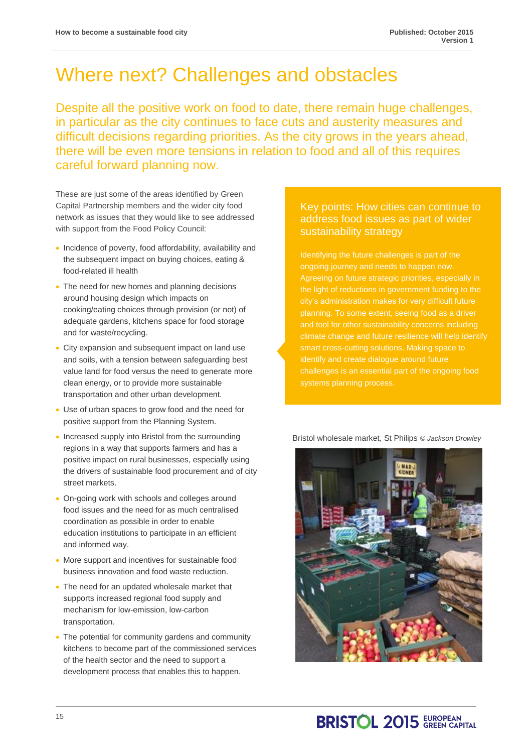# Where next? Challenges and obstacles

Despite all the positive work on food to date, there remain huge challenges, in particular as the city continues to face cuts and austerity measures and difficult decisions regarding priorities. As the city grows in the years ahead, there will be even more tensions in relation to food and all of this requires careful forward planning now.

These are just some of the areas identified by Green Capital Partnership members and the wider city food network as issues that they would like to see addressed with support from the Food Policy Council:

- Incidence of poverty, food affordability, availability and the subsequent impact on buying choices, eating & food-related ill health
- The need for new homes and planning decisions around housing design which impacts on cooking/eating choices through provision (or not) of adequate gardens, kitchens space for food storage and for waste/recycling.
- City expansion and subsequent impact on land use and soils, with a tension between safeguarding best value land for food versus the need to generate more clean energy, or to provide more sustainable transportation and other urban development.
- Use of urban spaces to grow food and the need for positive support from the Planning System.
- Increased supply into Bristol from the surrounding regions in a way that supports farmers and has a positive impact on rural businesses, especially using the drivers of sustainable food procurement and of city street markets.
- On-going work with schools and colleges around food issues and the need for as much centralised coordination as possible in order to enable education institutions to participate in an efficient and informed way.
- More support and incentives for sustainable food business innovation and food waste reduction.
- The need for an updated wholesale market that supports increased regional food supply and mechanism for low-emission, low-carbon transportation.
- The potential for community gardens and community kitchens to become part of the commissioned services of the health sector and the need to support a development process that enables this to happen.

## Key points: How cities can continue to address food issues as part of wider sustainability strategy

Identifying the future challenges is part of the ongoing journey and needs to happen now. Agreeing on future strategic priorities, especially in the light of reductions in government funding to the city's administration makes for very difficult future planning. To some extent, seeing food as a driver and tool for other sustainability concerns including climate change and future resilience will help identify smart cross-cutting solutions. Making space to identify and create dialogue around future challenges is an essential part of the ongoing food systems planning process.

Bristol wholesale market, St Philips *© Jackson Drowley*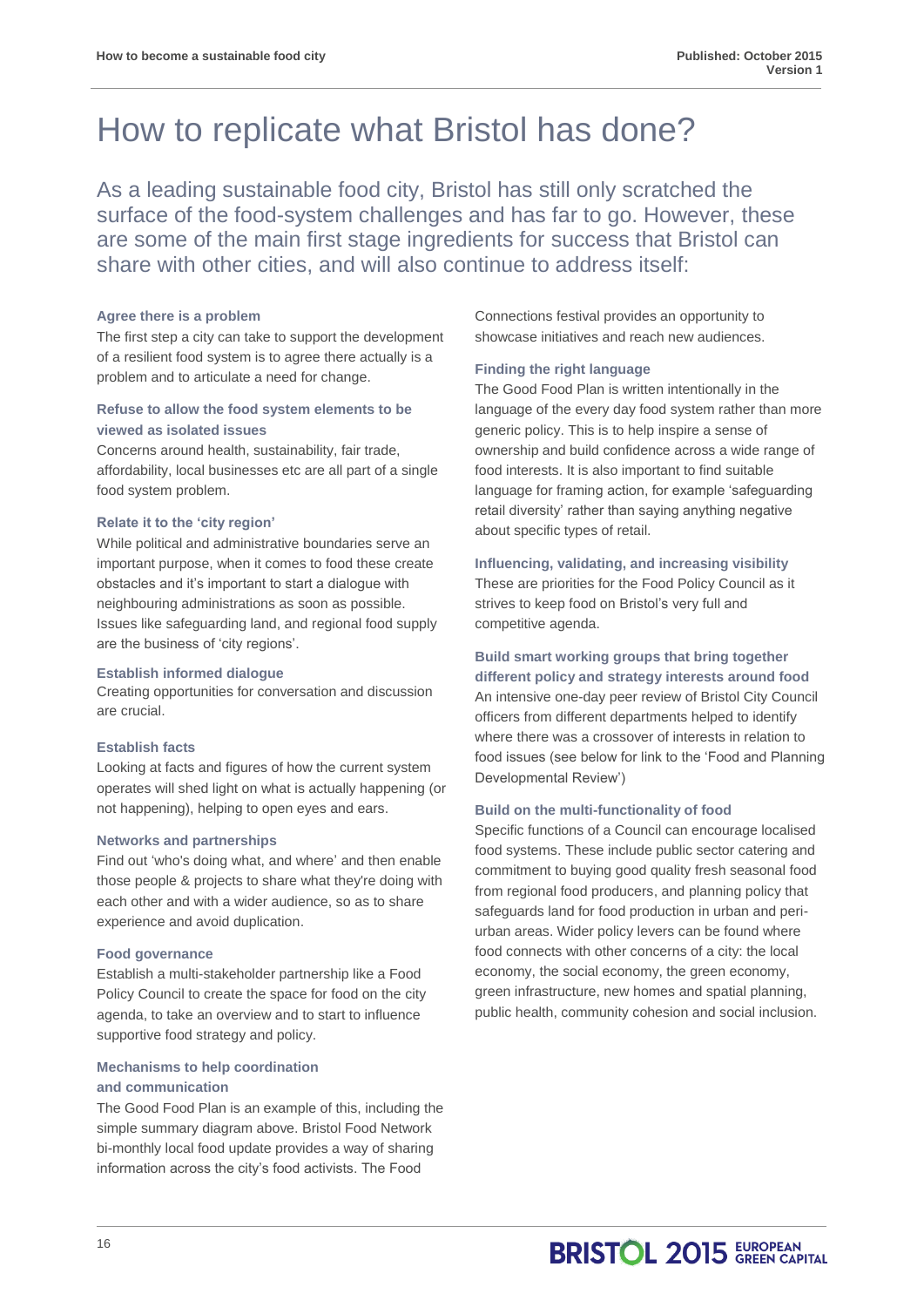# How to replicate what Bristol has done?

As a leading sustainable food city, Bristol has still only scratched the surface of the food-system challenges and has far to go. However, these are some of the main first stage ingredients for success that Bristol can share with other cities, and will also continue to address itself:

### Agree there is a problem

The first step a city can take to support the development of a resilient food system is to agree there actually is a problem and to articulate a need for change.

### Refuse to allow the food system elements to be viewed as isolated issues

Concerns around health, sustainability, fair trade, affordability, local businesses etc are all part of a single food system problem.

### Relate it to the 'city region'

While political and administrative boundaries serve an important purpose, when it comes to food these create obstacles and it's important to start a dialogue with neighbouring administrations as soon as possible. Issues like safeguarding land, and regional food supply are the business of 'city regions'.

### Establish informed dialogue

Creating opportunities for conversation and discussion are crucial.

### Establish facts

Looking at facts and figures of how the current system operates will shed light on what is actually happening (or not happening), helping to open eyes and ears.

### Networks and partnerships

Find out 'who's doing what, and where' and then enable those people & projects to share what they're doing with each other and with a wider audience, so as to share experience and avoid duplication.

### Food governance

Establish a multi-stakeholder partnership like a Food Policy Council to create the space for food on the city agenda, to take an overview and to start to influence supportive food strategy and policy.

### Mechanisms to help coordination and communication

The Good Food Plan is an example of this, including the simple summary diagram above. Bristol Food Network bi-monthly local food update provides a way of sharing information across the city's food activists. The Food Connections festival provides an opportunity to showcase initiatives and reach new audiences.

### Finding the right language

The Good Food Plan is written intentionally in the language of the every day food system rather than more generic policy. This is to help inspire a sense of ownership and build confidence across a wide range of food interests. It is also important to find suitable language for framing action, for example 'safeguarding retail diversity' rather than saying anything negative about specific types of retail.

### Influencing, validating, and increasing visibility

These are priorities for the Food Policy Council as it strives to keep food on Bristol's very full and competitive agenda.

### Build smart working groups that bring together different policy and strategy interests around food

An intensive one-day peer review of Bristol City Council officers from different departments helped to identify where there was a crossover of interests in relation to food issues (see below for link to the 'Food and Planning Developmental Review')

### Build on the multi-functionality of food

Specific functions of a Council can encourage localised food systems. These include public sector catering and commitment to buying good quality fresh seasonal food from regional food producers, and planning policy that safeguards land for food production in urban and peri-urban areas. Wider policy levers can be found where food connects with other concerns of a city: the local economy, the social economy, the green economy, green infrastructure, new homes and spatial planning, public health, community cohesion and social inclusion.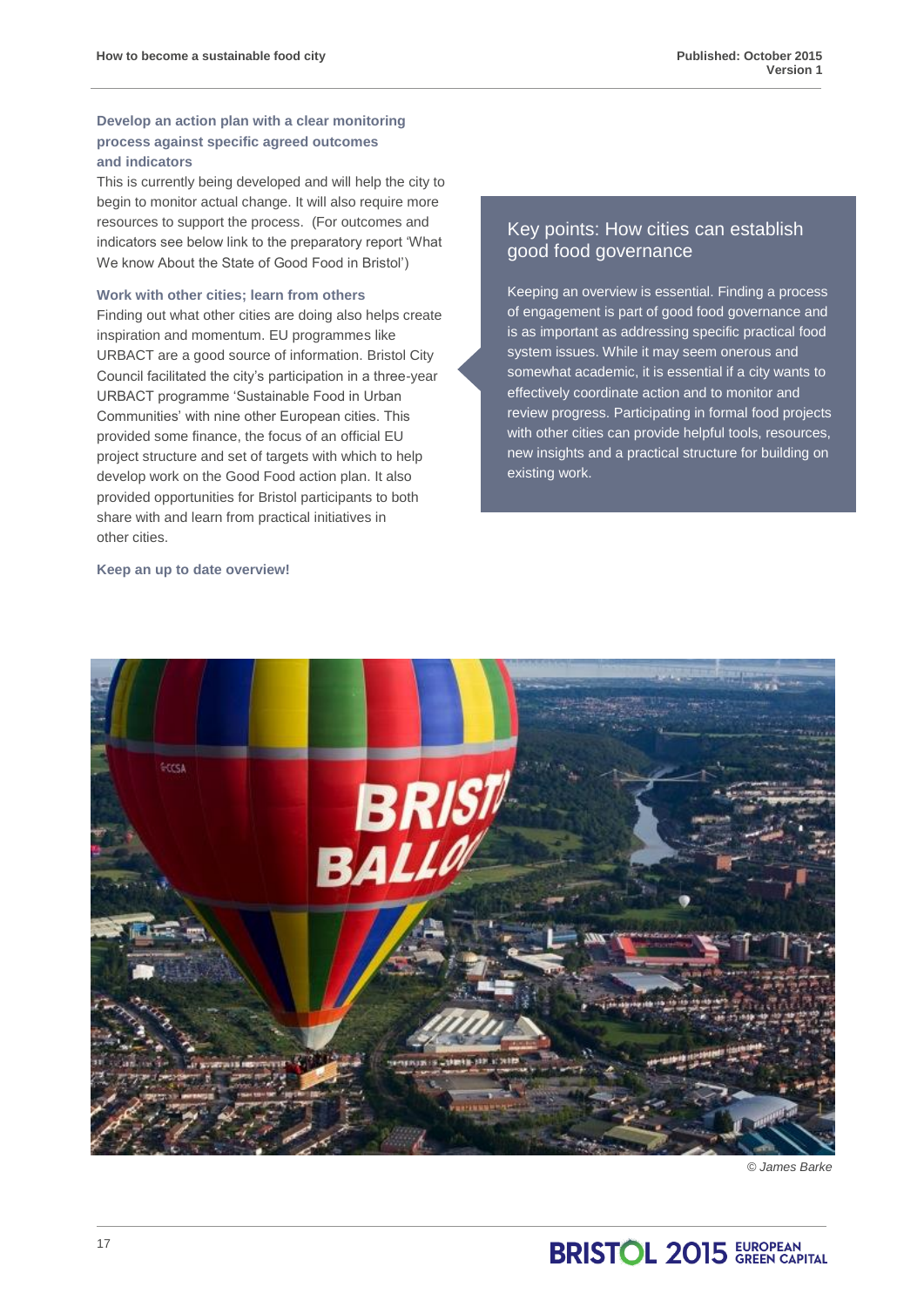### Develop an action plan with a clear monitoring process against specific agreed outcomes and indicators

This is currently being developed and will help the city to begin to monitor actual change. It will also require more resources to support the process. (For outcomes and indicators see below link to the preparatory report 'What We know About the State of Good Food in Bristol')

### Work with other cities; learn from others

Finding out what other cities are doing also helps create inspiration and momentum. EU programmes like URBACT are a good source of information. Bristol City Council facilitated the city's participation in a three-year URBACT programme 'Sustainable Food in Urban Communities' with nine other European cities. This provided some finance, the focus of an official EU project structure and set of targets with which to help develop work on the Good Food action plan. It also provided opportunities for Bristol participants to both share with and learn from practical initiatives in other cities.

### Keep an up to date overview!

## Key points: How cities can establish good food governance

Keeping an overview is essential. Finding a process of engagement is part of good food governance and is as important as addressing specific practical food system issues. While it may seem onerous and somewhat academic, it is essential if a city wants to effectively coordinate action and to monitor and review progress. Participating in formal food projects with other cities can provide helpful tools, resources, new insights and a practical structure for building on existing work.

*© James Barke*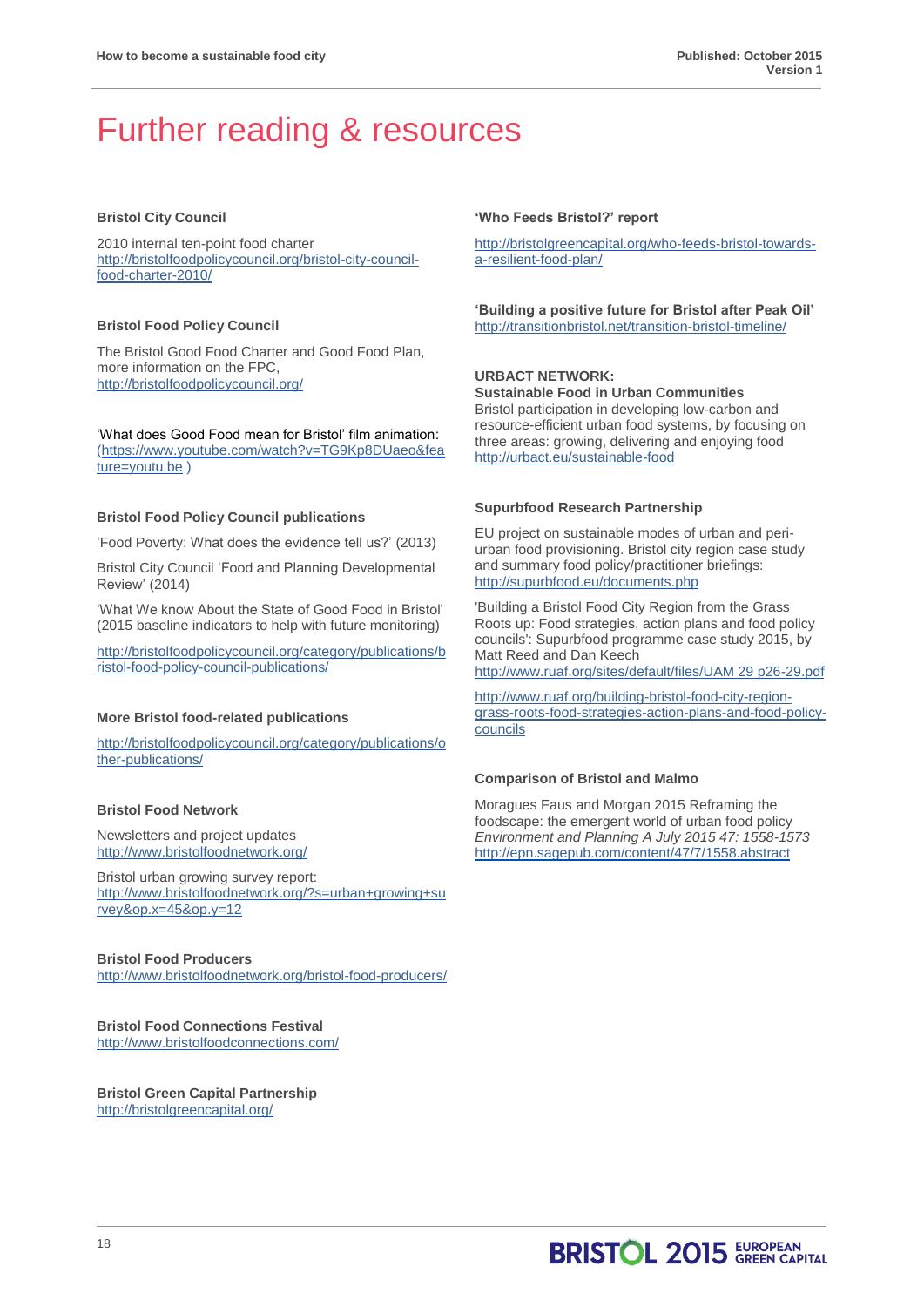# Further reading & resources

**Bristol City Council**

2010 internal ten-point food charter
http://bristolfoodpolicycouncil.org/bristol-city-council-food-charter-2010/

**Bristol Food Policy Council**

The Bristol Good Food Charter and Good Food Plan, more information on the FPC,
http://bristolfoodpolicycouncil.org/

'What does Good Food mean for Bristol' film animation:
(https://www.youtube.com/watch?v=TG9Kp8DUaeo&feature=youtu.be )

**Bristol Food Policy Council publications**

'Food Poverty: What does the evidence tell us?' (2013)

Bristol City Council 'Food and Planning Developmental Review' (2014)

'What We know About the State of Good Food in Bristol' (2015 baseline indicators to help with future monitoring)

http://bristolfoodpolicycouncil.org/category/publications/bristol-food-policy-council-publications/

**More Bristol food-related publications**

http://bristolfoodpolicycouncil.org/category/publications/other-publications/

**Bristol Food Network**

Newsletters and project updates
http://www.bristolfoodnetwork.org/

Bristol urban growing survey report:
http://www.bristolfoodnetwork.org/?s=urban+growing+survey&op.x=45&op.y=12

**Bristol Food Producers**
http://www.bristolfoodnetwork.org/bristol-food-producers/

**Bristol Food Connections Festival**
http://www.bristolfoodconnections.com/

**Bristol Green Capital Partnership**
http://bristolgreencapital.org/

**'Who Feeds Bristol?' report**

http://bristolgreencapital.org/who-feeds-bristol-towards-a-resilient-food-plan/

**'Building a positive future for Bristol after Peak Oil'**
http://transitionbristol.net/transition-bristol-timeline/

**URBACT NETWORK:**
**Sustainable Food in Urban Communities**
Bristol participation in developing low-carbon and resource-efficient urban food systems, by focusing on three areas: growing, delivering and enjoying food
http://urbact.eu/sustainable-food

**Supurbfood Research Partnership**

EU project on sustainable modes of urban and peri-urban food provisioning. Bristol city region case study and summary food policy/practitioner briefings:
http://supurbfood.eu/documents.php

'Building a Bristol Food City Region from the Grass Roots up: Food strategies, action plans and food policy councils': Supurbfood programme case study 2015, by Matt Reed and Dan Keech
http://www.ruaf.org/sites/default/files/UAM 29 p26-29.pdf

http://www.ruaf.org/building-bristol-food-city-region-grass-roots-food-strategies-action-plans-and-food-policy-councils

**Comparison of Bristol and Malmo**

Moragues Faus and Morgan 2015 Reframing the foodscape: the emergent world of urban food policy *Environment and Planning A July 2015 47: 1558-1573*
http://epn.sagepub.com/content/47/7/1558.abstract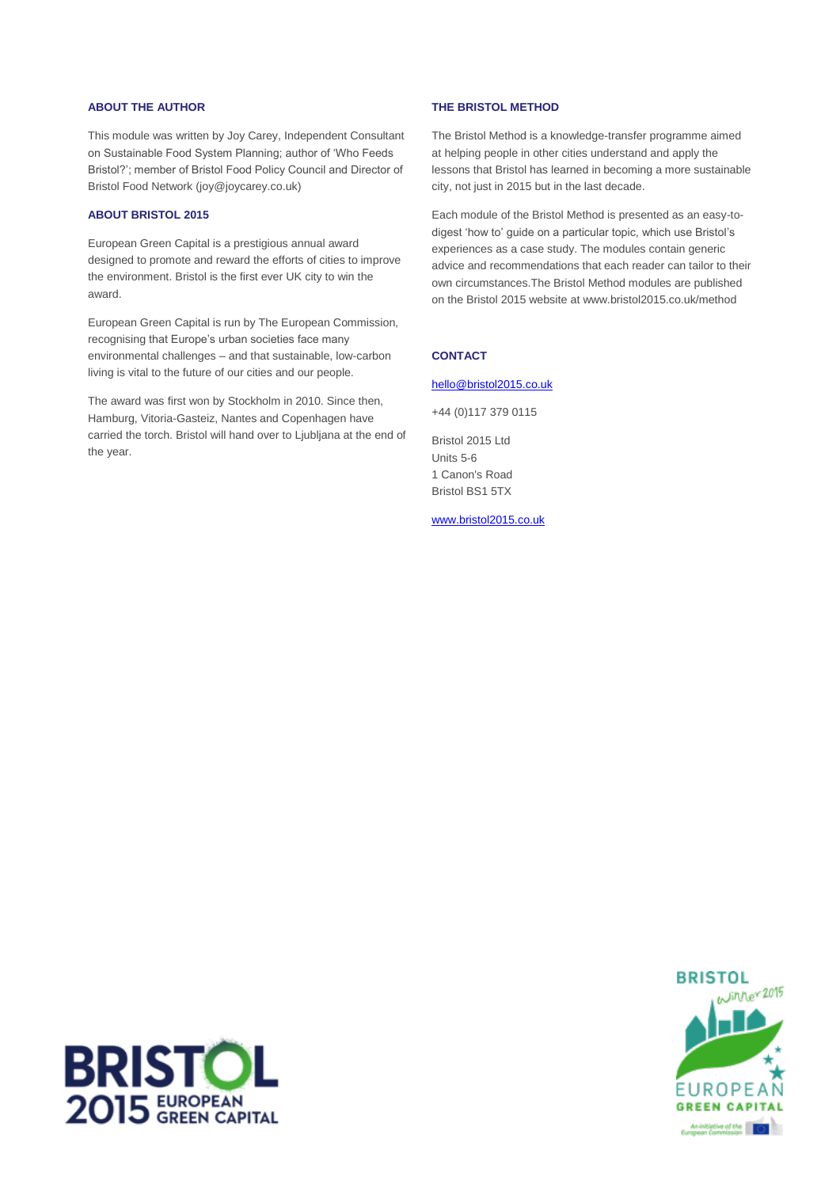### ABOUT THE AUTHOR

This module was written by Joy Carey, Independent Consultant on Sustainable Food System Planning; author of 'Who Feeds Bristol?'; member of Bristol Food Policy Council and Director of Bristol Food Network (joy@joycarey.co.uk)

### ABOUT BRISTOL 2015

European Green Capital is a prestigious annual award designed to promote and reward the efforts of cities to improve the environment. Bristol is the first ever UK city to win the award.

European Green Capital is run by The European Commission, recognising that Europe's urban societies face many environmental challenges – and that sustainable, low-carbon living is vital to the future of our cities and our people.

The award was first won by Stockholm in 2010. Since then, Hamburg, Vitoria-Gasteiz, Nantes and Copenhagen have carried the torch. Bristol will hand over to Ljubljana at the end of the year.

### THE BRISTOL METHOD

The Bristol Method is a knowledge-transfer programme aimed at helping people in other cities understand and apply the lessons that Bristol has learned in becoming a more sustainable city, not just in 2015 but in the last decade.

Each module of the Bristol Method is presented as an easy-to-digest 'how to' guide on a particular topic, which use Bristol's experiences as a case study. The modules contain generic advice and recommendations that each reader can tailor to their own circumstances.The Bristol Method modules are published on the Bristol 2015 website at www.bristol2015.co.uk/method

### CONTACT

hello@bristol2015.co.uk

+44 (0)117 379 0115

Bristol 2015 Ltd
Units 5-6
1 Canon's Road
Bristol BS1 5TX

www.bristol2015.co.uk